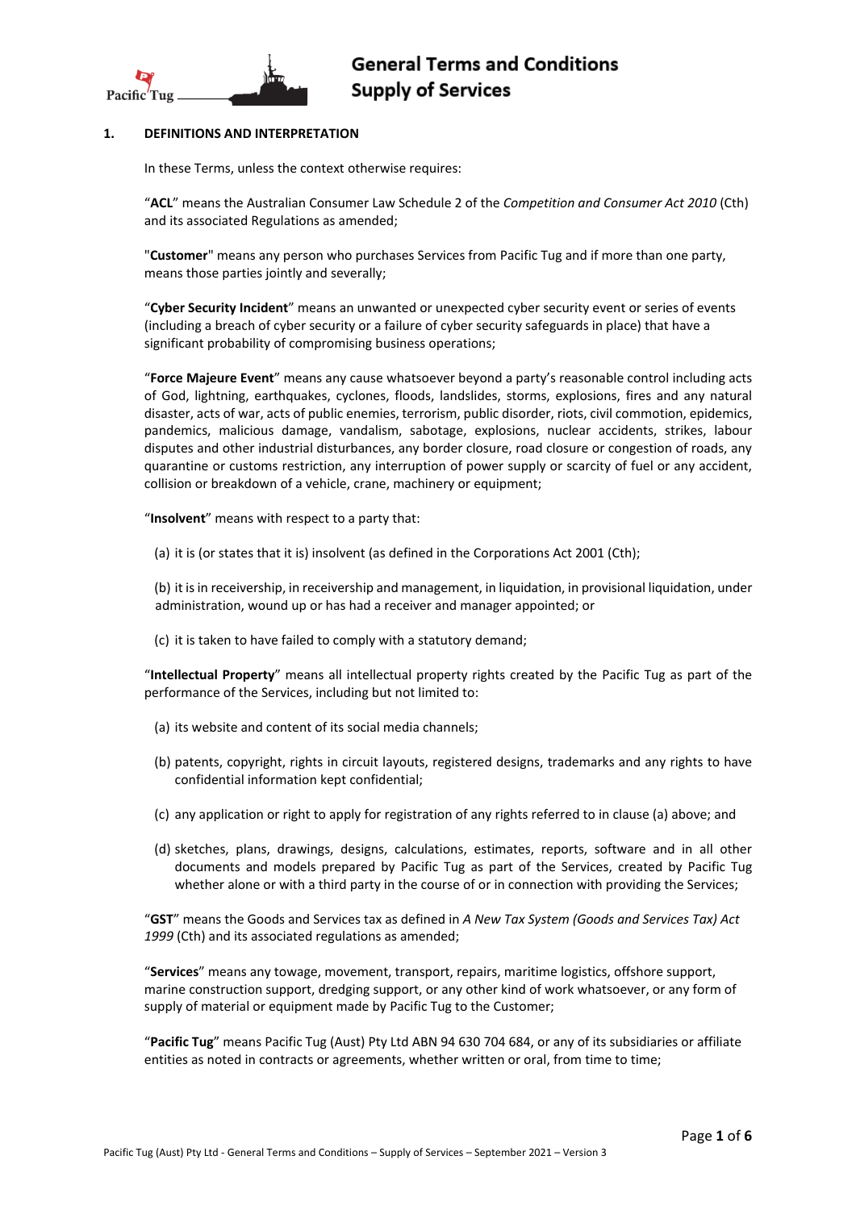# General Terms and Conditions Supply of Services

## 1. DEFINITIONS AND INTERPRETATION

In these Terms, unless the context otherwise requires:

"**ACL**" means the Australian Consumer Law Schedule 2 of the *Competition and Consumer Act 2010* (Cth) and its associated Regulations as amended;

"**Customer**" means any person who purchases Services from Pacific Tug and if more than one party, means those parties jointly and severally;

"**Cyber Security Incident**" means an unwanted or unexpected cyber security event or series of events (including a breach of cyber security or a failure of cyber security safeguards in place) that have a significant probability of compromising business operations;

"**Force Majeure Event**" means any cause whatsoever beyond a party's reasonable control including acts of God, lightning, earthquakes, cyclones, floods, landslides, storms, explosions, fires and any natural disaster, acts of war, acts of public enemies, terrorism, public disorder, riots, civil commotion, epidemics, pandemics, malicious damage, vandalism, sabotage, explosions, nuclear accidents, strikes, labour disputes and other industrial disturbances, any border closure, road closure or congestion of roads, any quarantine or customs restriction, any interruption of power supply or scarcity of fuel or any accident, collision or breakdown of a vehicle, crane, machinery or equipment;

"**Insolvent**" means with respect to a party that:

(a) it is (or states that it is) insolvent (as defined in the Corporations Act 2001 (Cth);

(b) it is in receivership, in receivership and management, in liquidation, in provisional liquidation, under administration, wound up or has had a receiver and manager appointed; or

(c) it is taken to have failed to comply with a statutory demand;

"**Intellectual Property**" means all intellectual property rights created by the Pacific Tug as part of the performance of the Services, including but not limited to:

(a) its website and content of its social media channels;

(b) patents, copyright, rights in circuit layouts, registered designs, trademarks and any rights to have confidential information kept confidential;

(c) any application or right to apply for registration of any rights referred to in clause (a) above; and

(d) sketches, plans, drawings, designs, calculations, estimates, reports, software and in all other documents and models prepared by Pacific Tug as part of the Services, created by Pacific Tug whether alone or with a third party in the course of or in connection with providing the Services;

"**GST**" means the Goods and Services tax as defined in *A New Tax System (Goods and Services Tax) Act 1999* (Cth) and its associated regulations as amended;

"**Services**" means any towage, movement, transport, repairs, maritime logistics, offshore support, marine construction support, dredging support, or any other kind of work whatsoever, or any form of supply of material or equipment made by Pacific Tug to the Customer;

"**Pacific Tug**" means Pacific Tug (Aust) Pty Ltd ABN 94 630 704 684, or any of its subsidiaries or affiliate entities as noted in contracts or agreements, whether written or oral, from time to time;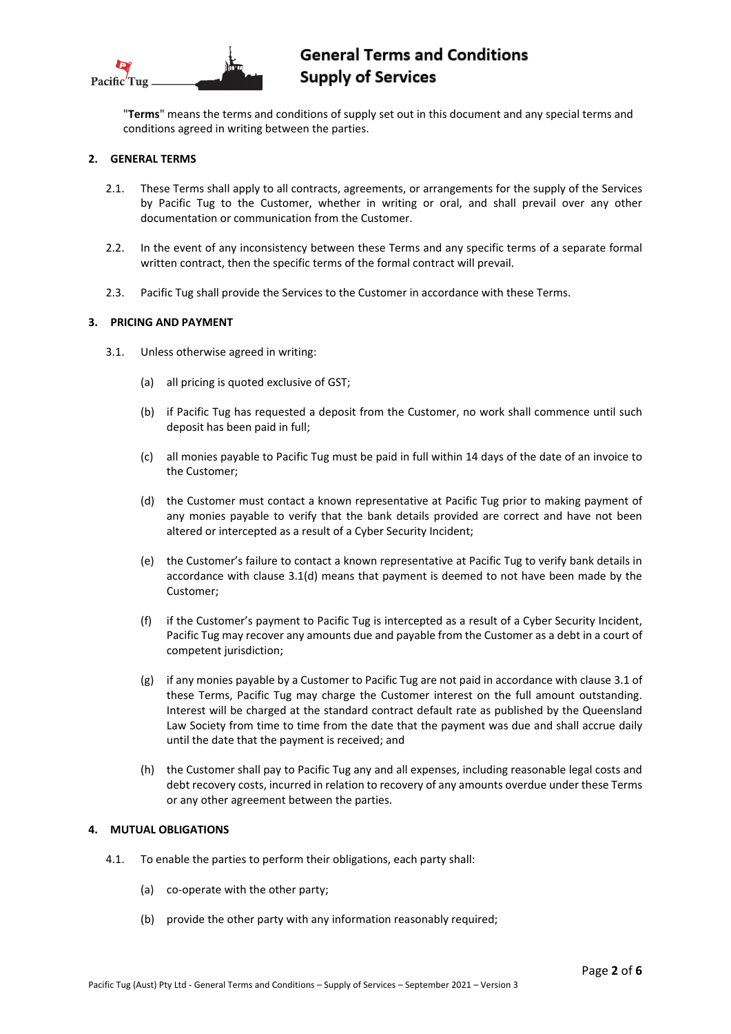"**Terms**" means the terms and conditions of supply set out in this document and any special terms and conditions agreed in writing between the parties.

## 2. GENERAL TERMS

2.1. These Terms shall apply to all contracts, agreements, or arrangements for the supply of the Services by Pacific Tug to the Customer, whether in writing or oral, and shall prevail over any other documentation or communication from the Customer.

2.2. In the event of any inconsistency between these Terms and any specific terms of a separate formal written contract, then the specific terms of the formal contract will prevail.

2.3. Pacific Tug shall provide the Services to the Customer in accordance with these Terms.

## 3. PRICING AND PAYMENT

3.1. Unless otherwise agreed in writing:

(a) all pricing is quoted exclusive of GST;

(b) if Pacific Tug has requested a deposit from the Customer, no work shall commence until such deposit has been paid in full;

(c) all monies payable to Pacific Tug must be paid in full within 14 days of the date of an invoice to the Customer;

(d) the Customer must contact a known representative at Pacific Tug prior to making payment of any monies payable to verify that the bank details provided are correct and have not been altered or intercepted as a result of a Cyber Security Incident;

(e) the Customer's failure to contact a known representative at Pacific Tug to verify bank details in accordance with clause 3.1(d) means that payment is deemed to not have been made by the Customer;

(f) if the Customer's payment to Pacific Tug is intercepted as a result of a Cyber Security Incident, Pacific Tug may recover any amounts due and payable from the Customer as a debt in a court of competent jurisdiction;

(g) if any monies payable by a Customer to Pacific Tug are not paid in accordance with clause 3.1 of these Terms, Pacific Tug may charge the Customer interest on the full amount outstanding. Interest will be charged at the standard contract default rate as published by the Queensland Law Society from time to time from the date that the payment was due and shall accrue daily until the date that the payment is received; and

(h) the Customer shall pay to Pacific Tug any and all expenses, including reasonable legal costs and debt recovery costs, incurred in relation to recovery of any amounts overdue under these Terms or any other agreement between the parties.

## 4. MUTUAL OBLIGATIONS

4.1. To enable the parties to perform their obligations, each party shall:

(a) co-operate with the other party;

(b) provide the other party with any information reasonably required;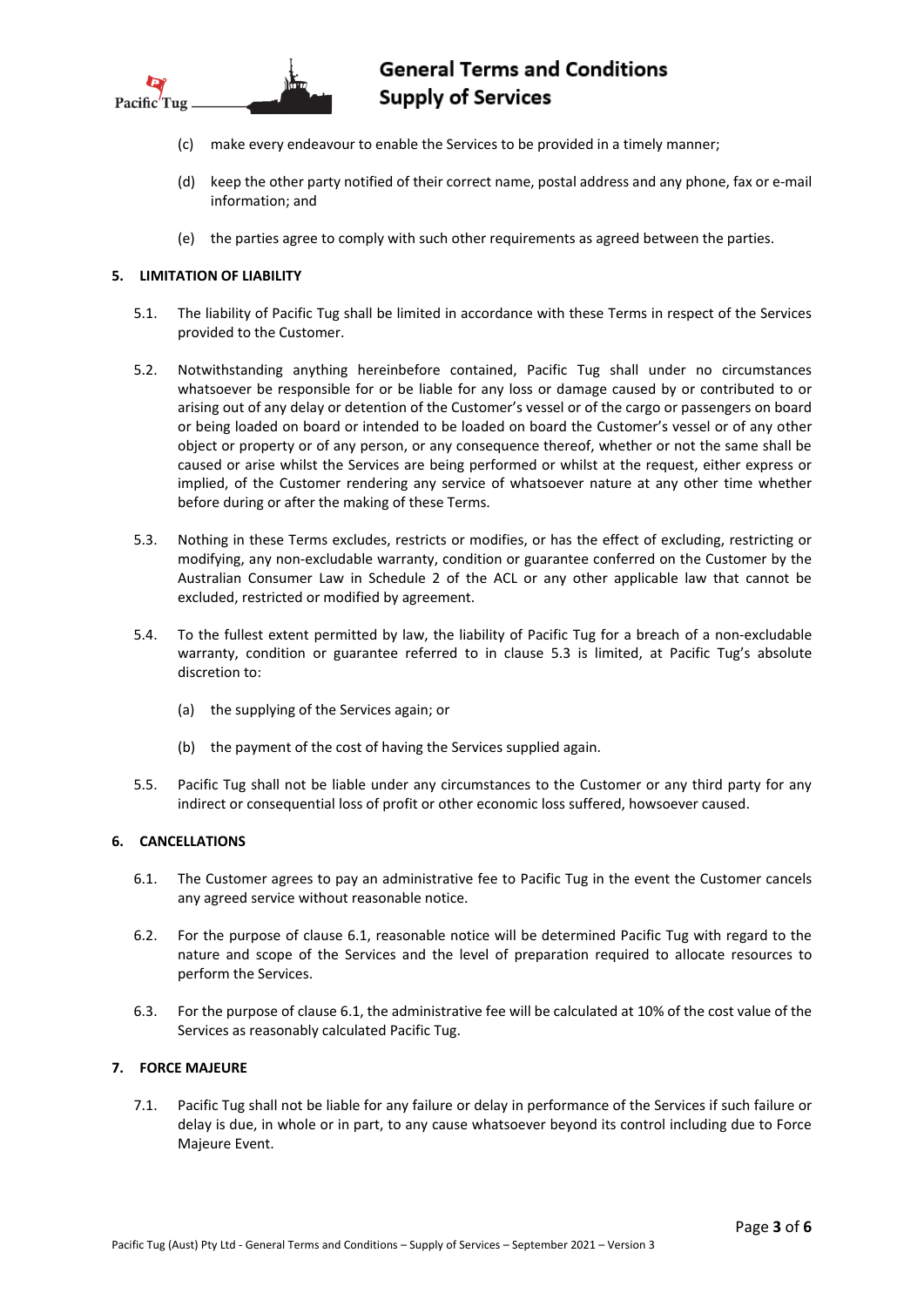(c) make every endeavour to enable the Services to be provided in a timely manner;

(d) keep the other party notified of their correct name, postal address and any phone, fax or e-mail information; and

(e) the parties agree to comply with such other requirements as agreed between the parties.

## 5. LIMITATION OF LIABILITY

5.1. The liability of Pacific Tug shall be limited in accordance with these Terms in respect of the Services provided to the Customer.

5.2. Notwithstanding anything hereinbefore contained, Pacific Tug shall under no circumstances whatsoever be responsible for or be liable for any loss or damage caused by or contributed to or arising out of any delay or detention of the Customer's vessel or of the cargo or passengers on board or being loaded on board or intended to be loaded on board the Customer's vessel or of any other object or property or of any person, or any consequence thereof, whether or not the same shall be caused or arise whilst the Services are being performed or whilst at the request, either express or implied, of the Customer rendering any service of whatsoever nature at any other time whether before during or after the making of these Terms.

5.3. Nothing in these Terms excludes, restricts or modifies, or has the effect of excluding, restricting or modifying, any non-excludable warranty, condition or guarantee conferred on the Customer by the Australian Consumer Law in Schedule 2 of the ACL or any other applicable law that cannot be excluded, restricted or modified by agreement.

5.4. To the fullest extent permitted by law, the liability of Pacific Tug for a breach of a non-excludable warranty, condition or guarantee referred to in clause 5.3 is limited, at Pacific Tug's absolute discretion to:

(a) the supplying of the Services again; or

(b) the payment of the cost of having the Services supplied again.

5.5. Pacific Tug shall not be liable under any circumstances to the Customer or any third party for any indirect or consequential loss of profit or other economic loss suffered, howsoever caused.

## 6. CANCELLATIONS

6.1. The Customer agrees to pay an administrative fee to Pacific Tug in the event the Customer cancels any agreed service without reasonable notice.

6.2. For the purpose of clause 6.1, reasonable notice will be determined Pacific Tug with regard to the nature and scope of the Services and the level of preparation required to allocate resources to perform the Services.

6.3. For the purpose of clause 6.1, the administrative fee will be calculated at 10% of the cost value of the Services as reasonably calculated Pacific Tug.

## 7. FORCE MAJEURE

7.1. Pacific Tug shall not be liable for any failure or delay in performance of the Services if such failure or delay is due, in whole or in part, to any cause whatsoever beyond its control including due to Force Majeure Event.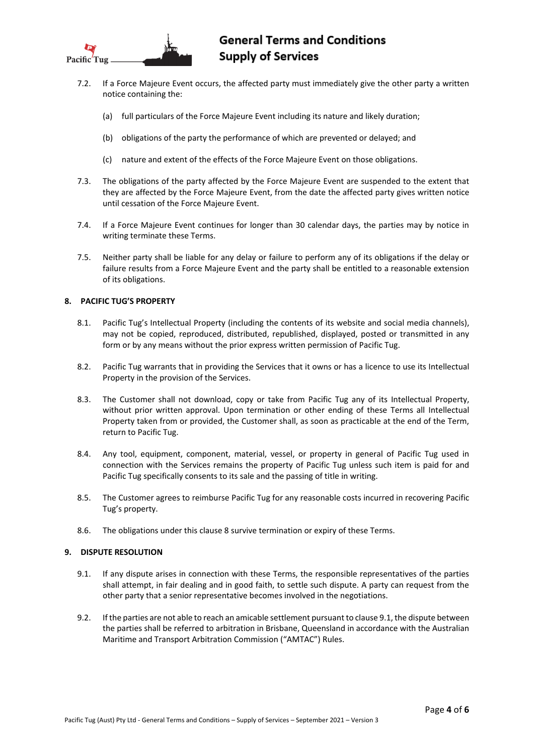7.2. If a Force Majeure Event occurs, the affected party must immediately give the other party a written notice containing the:

(a) full particulars of the Force Majeure Event including its nature and likely duration;

(b) obligations of the party the performance of which are prevented or delayed; and

(c) nature and extent of the effects of the Force Majeure Event on those obligations.

7.3. The obligations of the party affected by the Force Majeure Event are suspended to the extent that they are affected by the Force Majeure Event, from the date the affected party gives written notice until cessation of the Force Majeure Event.

7.4. If a Force Majeure Event continues for longer than 30 calendar days, the parties may by notice in writing terminate these Terms.

7.5. Neither party shall be liable for any delay or failure to perform any of its obligations if the delay or failure results from a Force Majeure Event and the party shall be entitled to a reasonable extension of its obligations.

## 8. PACIFIC TUG'S PROPERTY

8.1. Pacific Tug's Intellectual Property (including the contents of its website and social media channels), may not be copied, reproduced, distributed, republished, displayed, posted or transmitted in any form or by any means without the prior express written permission of Pacific Tug.

8.2. Pacific Tug warrants that in providing the Services that it owns or has a licence to use its Intellectual Property in the provision of the Services.

8.3. The Customer shall not download, copy or take from Pacific Tug any of its Intellectual Property, without prior written approval. Upon termination or other ending of these Terms all Intellectual Property taken from or provided, the Customer shall, as soon as practicable at the end of the Term, return to Pacific Tug.

8.4. Any tool, equipment, component, material, vessel, or property in general of Pacific Tug used in connection with the Services remains the property of Pacific Tug unless such item is paid for and Pacific Tug specifically consents to its sale and the passing of title in writing.

8.5. The Customer agrees to reimburse Pacific Tug for any reasonable costs incurred in recovering Pacific Tug's property.

8.6. The obligations under this clause 8 survive termination or expiry of these Terms.

## 9. DISPUTE RESOLUTION

9.1. If any dispute arises in connection with these Terms, the responsible representatives of the parties shall attempt, in fair dealing and in good faith, to settle such dispute. A party can request from the other party that a senior representative becomes involved in the negotiations.

9.2. If the parties are not able to reach an amicable settlement pursuant to clause 9.1, the dispute between the parties shall be referred to arbitration in Brisbane, Queensland in accordance with the Australian Maritime and Transport Arbitration Commission ("AMTAC") Rules.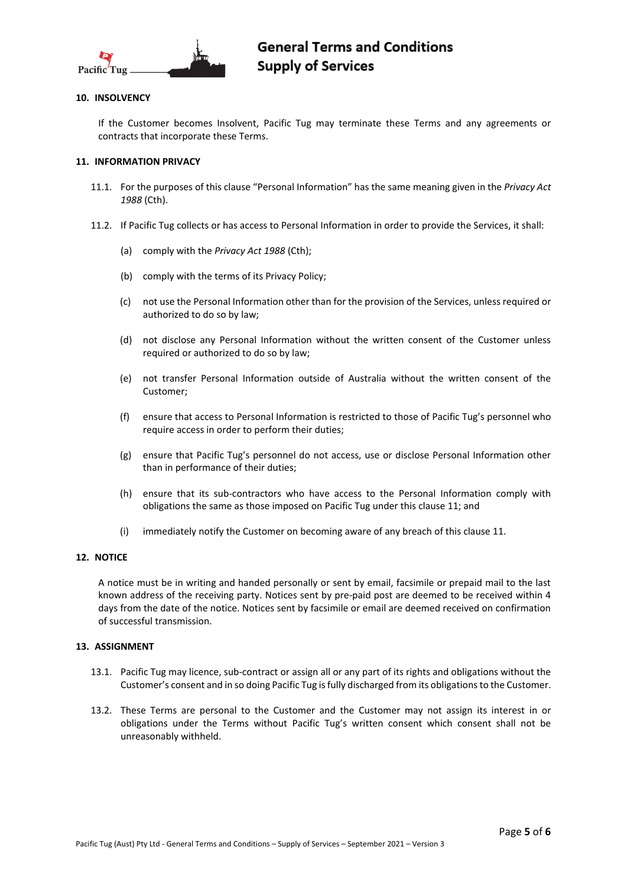## 10. INSOLVENCY

If the Customer becomes Insolvent, Pacific Tug may terminate these Terms and any agreements or contracts that incorporate these Terms.

## 11. INFORMATION PRIVACY

11.1. For the purposes of this clause "Personal Information" has the same meaning given in the *Privacy Act 1988* (Cth).

11.2. If Pacific Tug collects or has access to Personal Information in order to provide the Services, it shall:

(a) comply with the *Privacy Act 1988* (Cth);

(b) comply with the terms of its Privacy Policy;

(c) not use the Personal Information other than for the provision of the Services, unless required or authorized to do so by law;

(d) not disclose any Personal Information without the written consent of the Customer unless required or authorized to do so by law;

(e) not transfer Personal Information outside of Australia without the written consent of the Customer;

(f) ensure that access to Personal Information is restricted to those of Pacific Tug's personnel who require access in order to perform their duties;

(g) ensure that Pacific Tug's personnel do not access, use or disclose Personal Information other than in performance of their duties;

(h) ensure that its sub-contractors who have access to the Personal Information comply with obligations the same as those imposed on Pacific Tug under this clause 11; and

(i) immediately notify the Customer on becoming aware of any breach of this clause 11.

## 12. NOTICE

A notice must be in writing and handed personally or sent by email, facsimile or prepaid mail to the last known address of the receiving party. Notices sent by pre-paid post are deemed to be received within 4 days from the date of the notice. Notices sent by facsimile or email are deemed received on confirmation of successful transmission.

## 13. ASSIGNMENT

13.1. Pacific Tug may licence, sub-contract or assign all or any part of its rights and obligations without the Customer's consent and in so doing Pacific Tug is fully discharged from its obligations to the Customer.

13.2. These Terms are personal to the Customer and the Customer may not assign its interest in or obligations under the Terms without Pacific Tug's written consent which consent shall not be unreasonably withheld.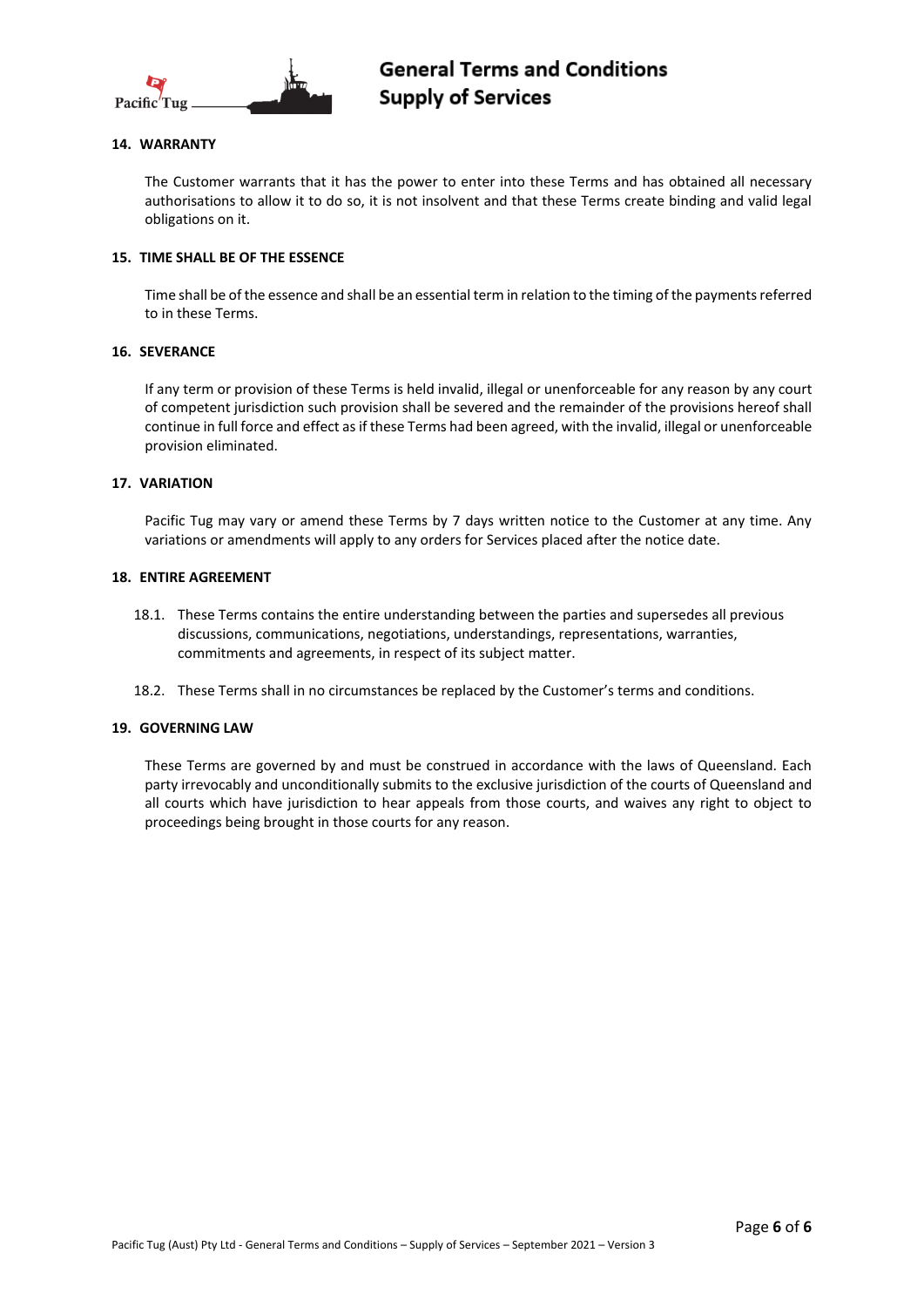## 14. WARRANTY

The Customer warrants that it has the power to enter into these Terms and has obtained all necessary authorisations to allow it to do so, it is not insolvent and that these Terms create binding and valid legal obligations on it.

## 15. TIME SHALL BE OF THE ESSENCE

Time shall be of the essence and shall be an essential term in relation to the timing of the payments referred to in these Terms.

## 16. SEVERANCE

If any term or provision of these Terms is held invalid, illegal or unenforceable for any reason by any court of competent jurisdiction such provision shall be severed and the remainder of the provisions hereof shall continue in full force and effect as if these Terms had been agreed, with the invalid, illegal or unenforceable provision eliminated.

## 17. VARIATION

Pacific Tug may vary or amend these Terms by 7 days written notice to the Customer at any time. Any variations or amendments will apply to any orders for Services placed after the notice date.

## 18. ENTIRE AGREEMENT

18.1. These Terms contains the entire understanding between the parties and supersedes all previous discussions, communications, negotiations, understandings, representations, warranties, commitments and agreements, in respect of its subject matter.

18.2. These Terms shall in no circumstances be replaced by the Customer's terms and conditions.

## 19. GOVERNING LAW

These Terms are governed by and must be construed in accordance with the laws of Queensland. Each party irrevocably and unconditionally submits to the exclusive jurisdiction of the courts of Queensland and all courts which have jurisdiction to hear appeals from those courts, and waives any right to object to proceedings being brought in those courts for any reason.